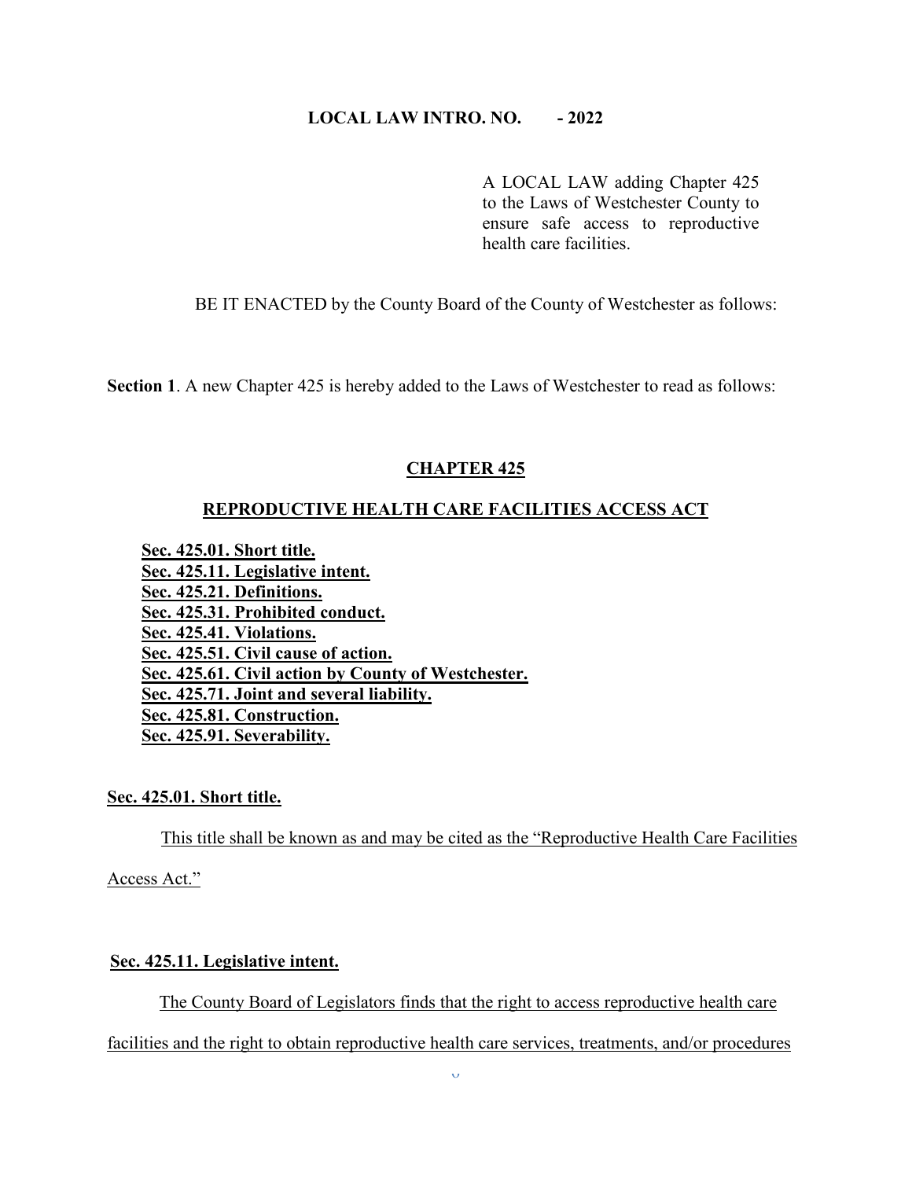**LOCAL LAW INTRO. NO. - 2022**

A LOCAL LAW adding Chapter 425 to the Laws of Westchester County to ensure safe access to reproductive health care facilities.

BE IT ENACTED by the County Board of the County of Westchester as follows:

**Section 1**. A new Chapter 425 is hereby added to the Laws of Westchester to read as follows:

## CHAPTER 425

## REPRODUCTIVE HEALTH CARE FACILITIES ACCESS ACT

**Sec. 425.01. Short title.**
**Sec. 425.11. Legislative intent.**
**Sec. 425.21. Definitions.**
**Sec. 425.31. Prohibited conduct.**
**Sec. 425.41. Violations.**
**Sec. 425.51. Civil cause of action.**
**Sec. 425.61. Civil action by County of Westchester.**
**Sec. 425.71. Joint and several liability.**
**Sec. 425.81. Construction.**
**Sec. 425.91. Severability.**

### Sec. 425.01. Short title.

This title shall be known as and may be cited as the "Reproductive Health Care Facilities Access Act."

### Sec. 425.11. Legislative intent.

The County Board of Legislators finds that the right to access reproductive health care facilities and the right to obtain reproductive health care services, treatments, and/or procedures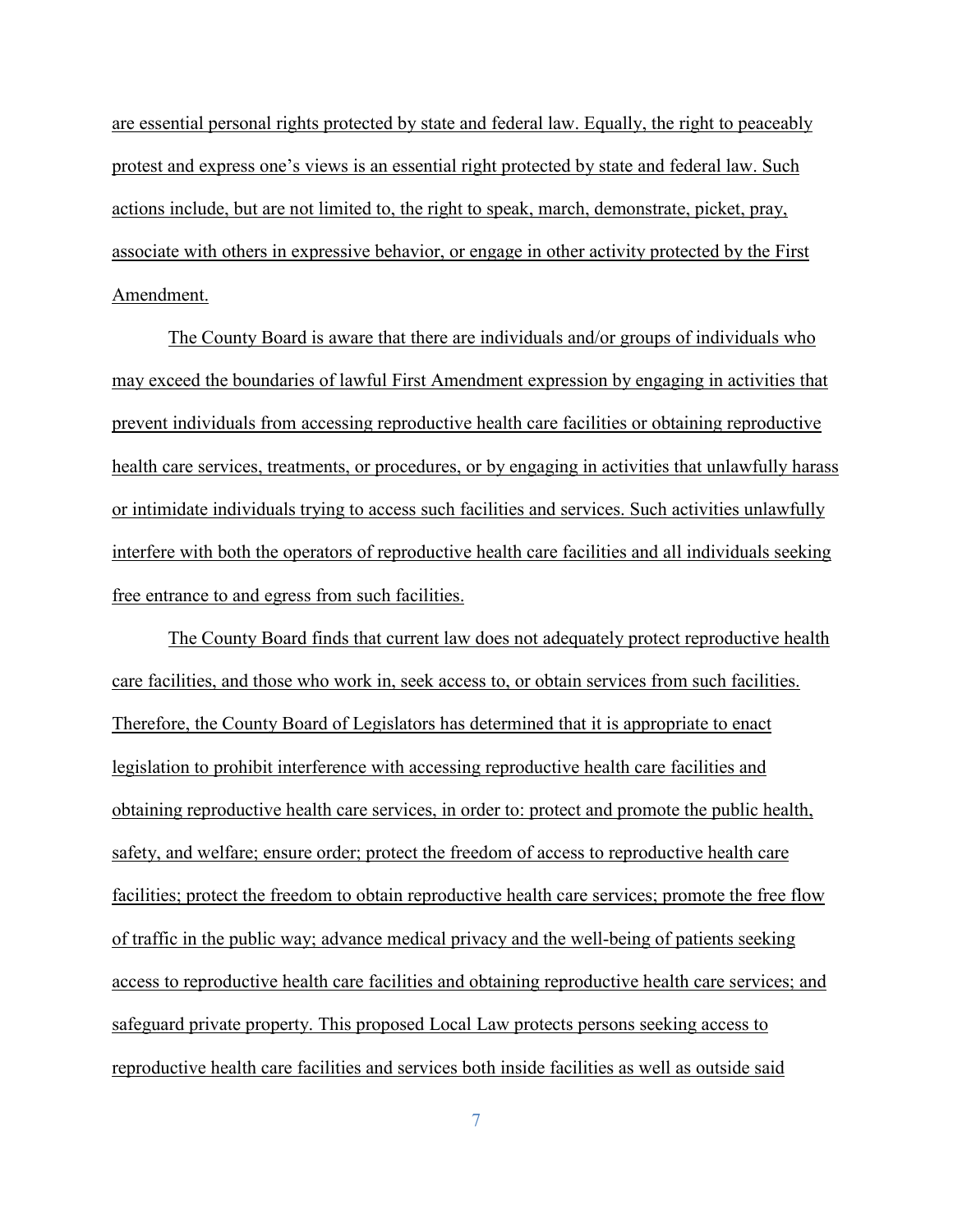are essential personal rights protected by state and federal law. Equally, the right to peaceably protest and express one's views is an essential right protected by state and federal law. Such actions include, but are not limited to, the right to speak, march, demonstrate, picket, pray, associate with others in expressive behavior, or engage in other activity protected by the First Amendment.

The County Board is aware that there are individuals and/or groups of individuals who may exceed the boundaries of lawful First Amendment expression by engaging in activities that prevent individuals from accessing reproductive health care facilities or obtaining reproductive health care services, treatments, or procedures, or by engaging in activities that unlawfully harass or intimidate individuals trying to access such facilities and services. Such activities unlawfully interfere with both the operators of reproductive health care facilities and all individuals seeking free entrance to and egress from such facilities.

The County Board finds that current law does not adequately protect reproductive health care facilities, and those who work in, seek access to, or obtain services from such facilities. Therefore, the County Board of Legislators has determined that it is appropriate to enact legislation to prohibit interference with accessing reproductive health care facilities and obtaining reproductive health care services, in order to: protect and promote the public health, safety, and welfare; ensure order; protect the freedom of access to reproductive health care facilities; protect the freedom to obtain reproductive health care services; promote the free flow of traffic in the public way; advance medical privacy and the well-being of patients seeking access to reproductive health care facilities and obtaining reproductive health care services; and safeguard private property. This proposed Local Law protects persons seeking access to reproductive health care facilities and services both inside facilities as well as outside said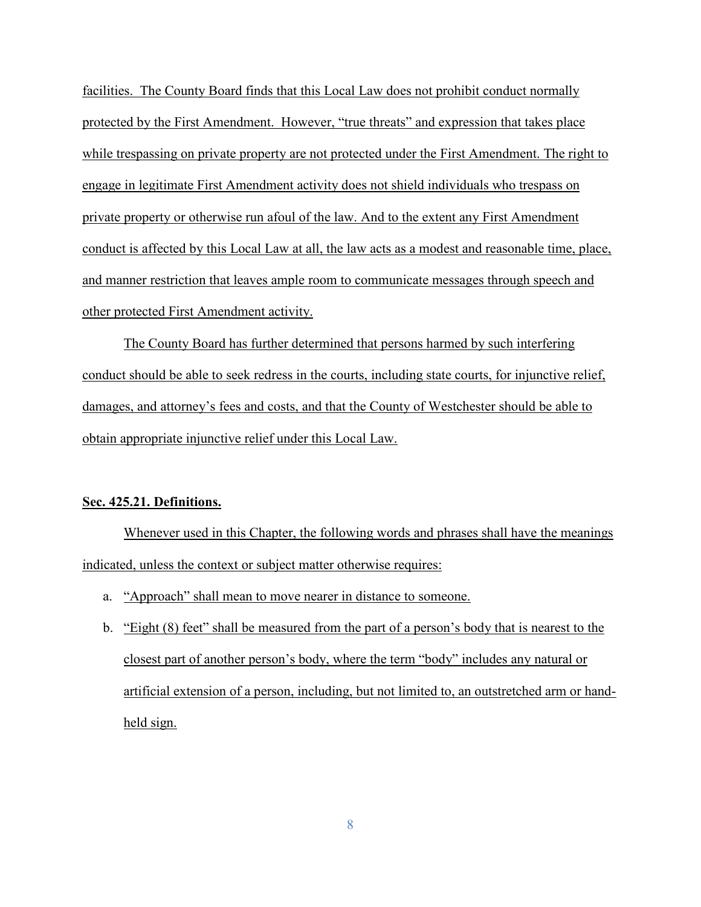facilities. The County Board finds that this Local Law does not prohibit conduct normally protected by the First Amendment. However, "true threats" and expression that takes place while trespassing on private property are not protected under the First Amendment. The right to engage in legitimate First Amendment activity does not shield individuals who trespass on private property or otherwise run afoul of the law. And to the extent any First Amendment conduct is affected by this Local Law at all, the law acts as a modest and reasonable time, place, and manner restriction that leaves ample room to communicate messages through speech and other protected First Amendment activity.

The County Board has further determined that persons harmed by such interfering conduct should be able to seek redress in the courts, including state courts, for injunctive relief, damages, and attorney's fees and costs, and that the County of Westchester should be able to obtain appropriate injunctive relief under this Local Law.

**Sec. 425.21. Definitions.**

Whenever used in this Chapter, the following words and phrases shall have the meanings indicated, unless the context or subject matter otherwise requires:

a. "Approach" shall mean to move nearer in distance to someone.

b. "Eight (8) feet" shall be measured from the part of a person's body that is nearest to the closest part of another person's body, where the term "body" includes any natural or artificial extension of a person, including, but not limited to, an outstretched arm or hand-held sign.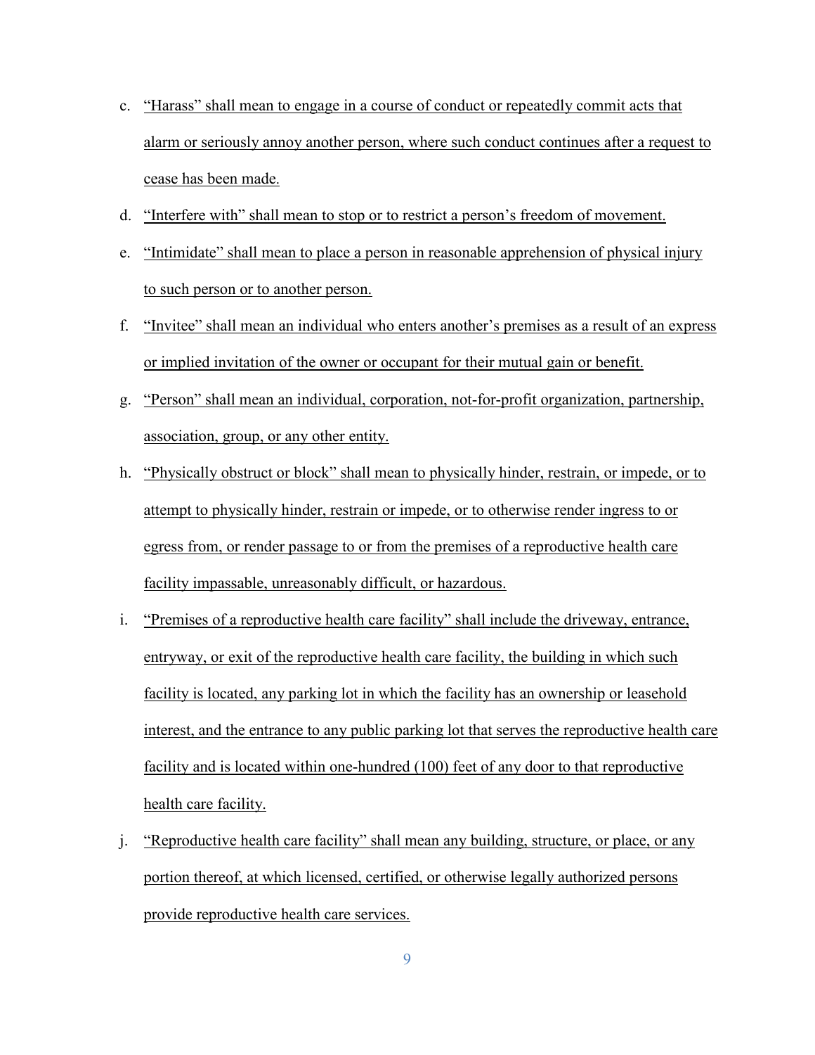c. "Harass" shall mean to engage in a course of conduct or repeatedly commit acts that alarm or seriously annoy another person, where such conduct continues after a request to cease has been made.

d. "Interfere with" shall mean to stop or to restrict a person's freedom of movement.

e. "Intimidate" shall mean to place a person in reasonable apprehension of physical injury to such person or to another person.

f. "Invitee" shall mean an individual who enters another's premises as a result of an express or implied invitation of the owner or occupant for their mutual gain or benefit.

g. "Person" shall mean an individual, corporation, not-for-profit organization, partnership, association, group, or any other entity.

h. "Physically obstruct or block" shall mean to physically hinder, restrain, or impede, or to attempt to physically hinder, restrain or impede, or to otherwise render ingress to or egress from, or render passage to or from the premises of a reproductive health care facility impassable, unreasonably difficult, or hazardous.

i. "Premises of a reproductive health care facility" shall include the driveway, entrance, entryway, or exit of the reproductive health care facility, the building in which such facility is located, any parking lot in which the facility has an ownership or leasehold interest, and the entrance to any public parking lot that serves the reproductive health care facility and is located within one-hundred (100) feet of any door to that reproductive health care facility.

j. "Reproductive health care facility" shall mean any building, structure, or place, or any portion thereof, at which licensed, certified, or otherwise legally authorized persons provide reproductive health care services.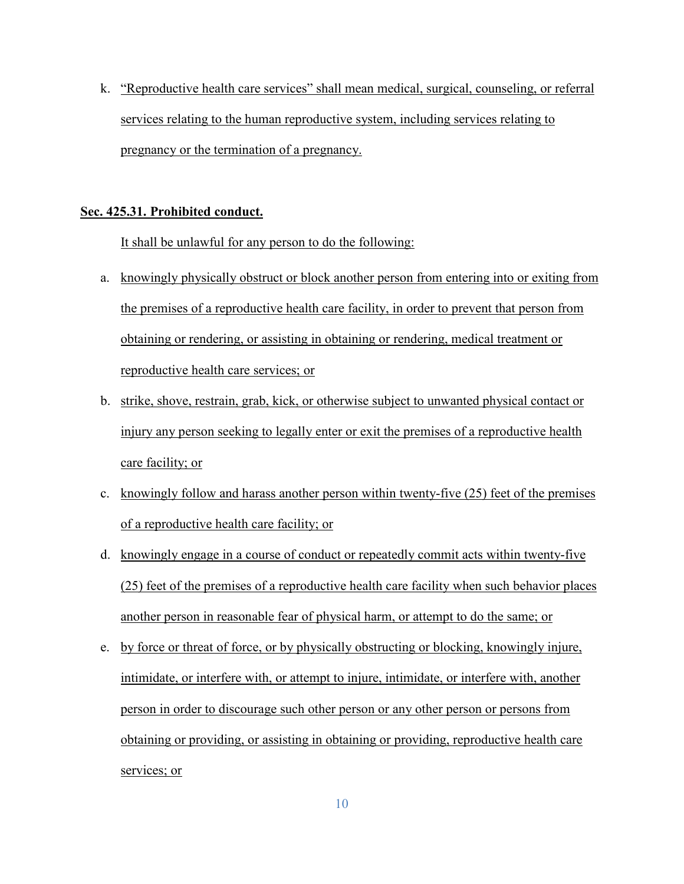k. "Reproductive health care services" shall mean medical, surgical, counseling, or referral services relating to the human reproductive system, including services relating to pregnancy or the termination of a pregnancy.

**Sec. 425.31. Prohibited conduct.**

It shall be unlawful for any person to do the following:

a. knowingly physically obstruct or block another person from entering into or exiting from the premises of a reproductive health care facility, in order to prevent that person from obtaining or rendering, or assisting in obtaining or rendering, medical treatment or reproductive health care services; or

b. strike, shove, restrain, grab, kick, or otherwise subject to unwanted physical contact or injury any person seeking to legally enter or exit the premises of a reproductive health care facility; or

c. knowingly follow and harass another person within twenty-five (25) feet of the premises of a reproductive health care facility; or

d. knowingly engage in a course of conduct or repeatedly commit acts within twenty-five (25) feet of the premises of a reproductive health care facility when such behavior places another person in reasonable fear of physical harm, or attempt to do the same; or

e. by force or threat of force, or by physically obstructing or blocking, knowingly injure, intimidate, or interfere with, or attempt to injure, intimidate, or interfere with, another person in order to discourage such other person or any other person or persons from obtaining or providing, or assisting in obtaining or providing, reproductive health care services; or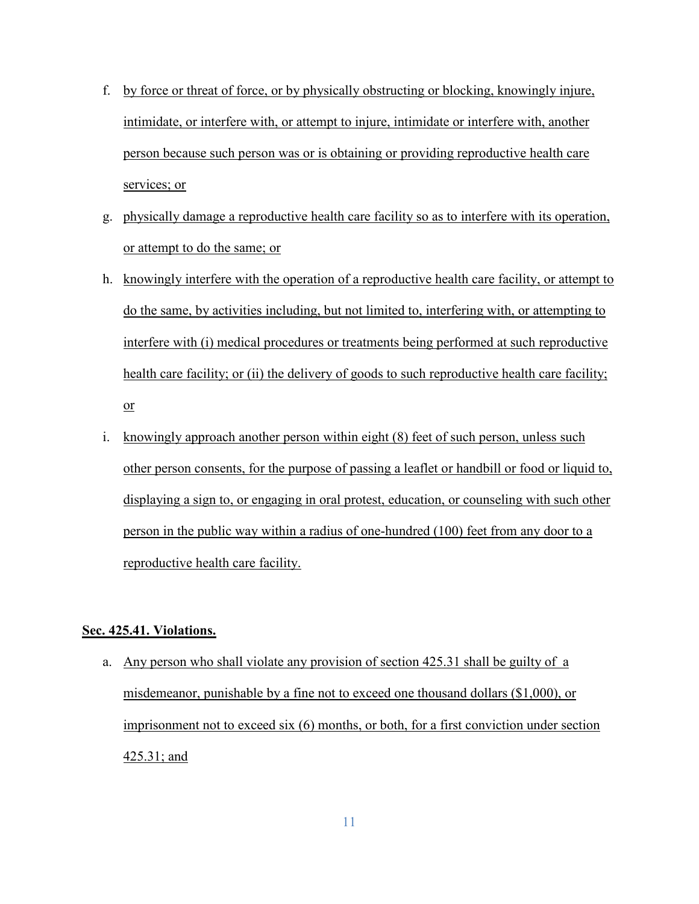f. by force or threat of force, or by physically obstructing or blocking, knowingly injure, intimidate, or interfere with, or attempt to injure, intimidate or interfere with, another person because such person was or is obtaining or providing reproductive health care services; or

g. physically damage a reproductive health care facility so as to interfere with its operation, or attempt to do the same; or

h. knowingly interfere with the operation of a reproductive health care facility, or attempt to do the same, by activities including, but not limited to, interfering with, or attempting to interfere with (i) medical procedures or treatments being performed at such reproductive health care facility; or (ii) the delivery of goods to such reproductive health care facility; or

i. knowingly approach another person within eight (8) feet of such person, unless such other person consents, for the purpose of passing a leaflet or handbill or food or liquid to, displaying a sign to, or engaging in oral protest, education, or counseling with such other person in the public way within a radius of one-hundred (100) feet from any door to a reproductive health care facility.

**Sec. 425.41. Violations.**

a. Any person who shall violate any provision of section 425.31 shall be guilty of a misdemeanor, punishable by a fine not to exceed one thousand dollars ($1,000), or imprisonment not to exceed six (6) months, or both, for a first conviction under section 425.31; and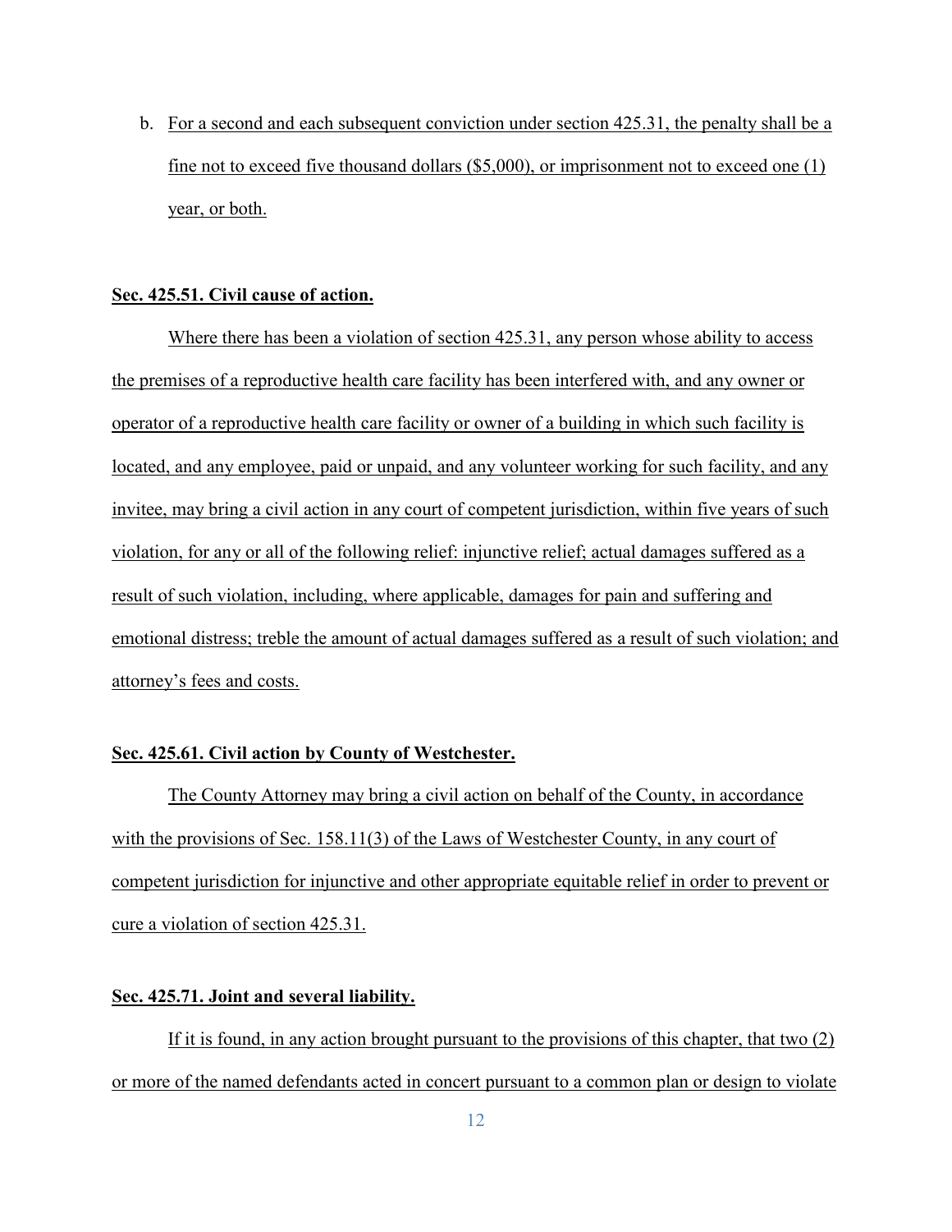b. For a second and each subsequent conviction under section 425.31, the penalty shall be a fine not to exceed five thousand dollars ($5,000), or imprisonment not to exceed one (1) year, or both.

**Sec. 425.51. Civil cause of action.**

Where there has been a violation of section 425.31, any person whose ability to access the premises of a reproductive health care facility has been interfered with, and any owner or operator of a reproductive health care facility or owner of a building in which such facility is located, and any employee, paid or unpaid, and any volunteer working for such facility, and any invitee, may bring a civil action in any court of competent jurisdiction, within five years of such violation, for any or all of the following relief: injunctive relief; actual damages suffered as a result of such violation, including, where applicable, damages for pain and suffering and emotional distress; treble the amount of actual damages suffered as a result of such violation; and attorney's fees and costs.

**Sec. 425.61. Civil action by County of Westchester.**

The County Attorney may bring a civil action on behalf of the County, in accordance with the provisions of Sec. 158.11(3) of the Laws of Westchester County, in any court of competent jurisdiction for injunctive and other appropriate equitable relief in order to prevent or cure a violation of section 425.31.

**Sec. 425.71. Joint and several liability.**

If it is found, in any action brought pursuant to the provisions of this chapter, that two (2) or more of the named defendants acted in concert pursuant to a common plan or design to violate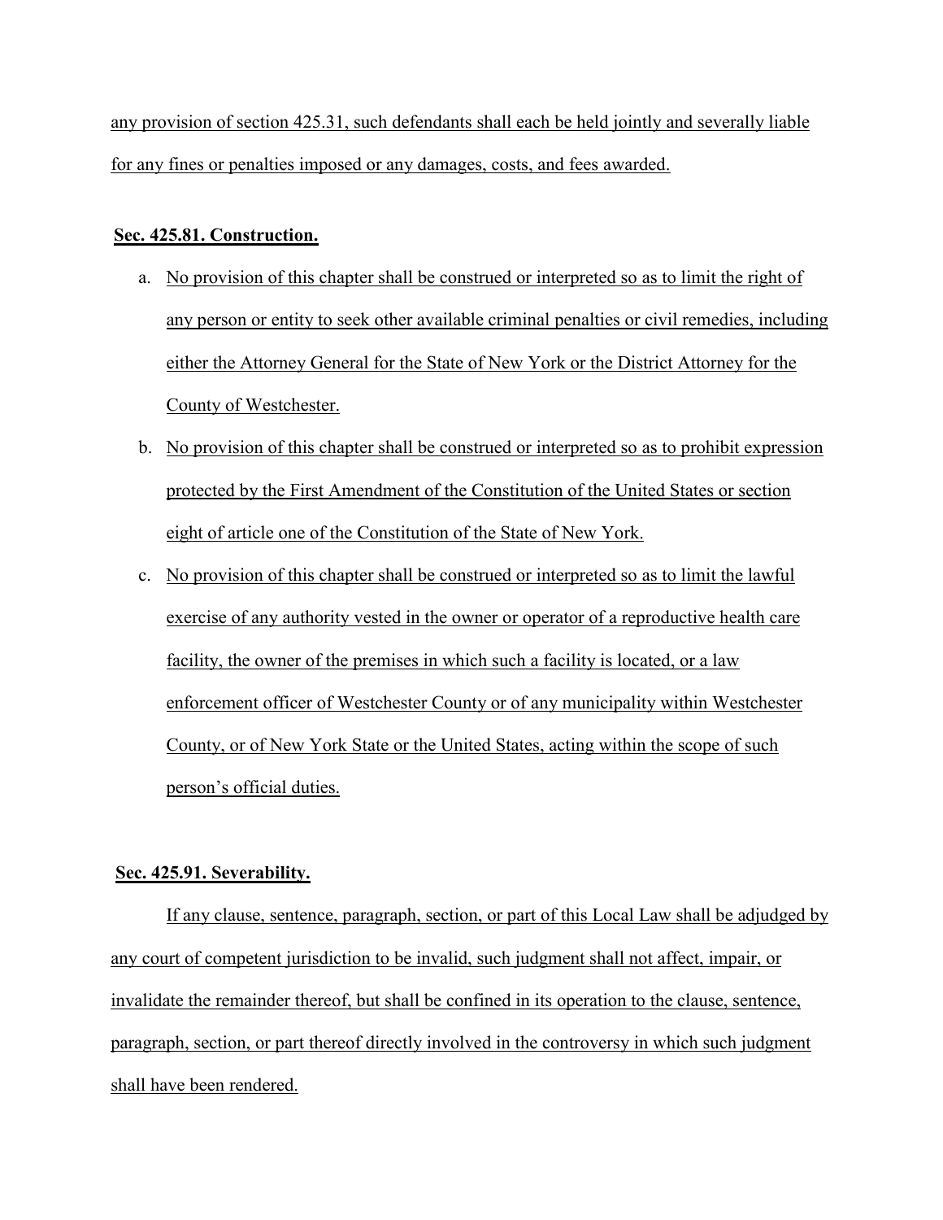any provision of section 425.31, such defendants shall each be held jointly and severally liable for any fines or penalties imposed or any damages, costs, and fees awarded.

**Sec. 425.81. Construction.**

a. No provision of this chapter shall be construed or interpreted so as to limit the right of any person or entity to seek other available criminal penalties or civil remedies, including either the Attorney General for the State of New York or the District Attorney for the County of Westchester.

b. No provision of this chapter shall be construed or interpreted so as to prohibit expression protected by the First Amendment of the Constitution of the United States or section eight of article one of the Constitution of the State of New York.

c. No provision of this chapter shall be construed or interpreted so as to limit the lawful exercise of any authority vested in the owner or operator of a reproductive health care facility, the owner of the premises in which such a facility is located, or a law enforcement officer of Westchester County or of any municipality within Westchester County, or of New York State or the United States, acting within the scope of such person's official duties.

**Sec. 425.91. Severability.**

If any clause, sentence, paragraph, section, or part of this Local Law shall be adjudged by any court of competent jurisdiction to be invalid, such judgment shall not affect, impair, or invalidate the remainder thereof, but shall be confined in its operation to the clause, sentence, paragraph, section, or part thereof directly involved in the controversy in which such judgment shall have been rendered.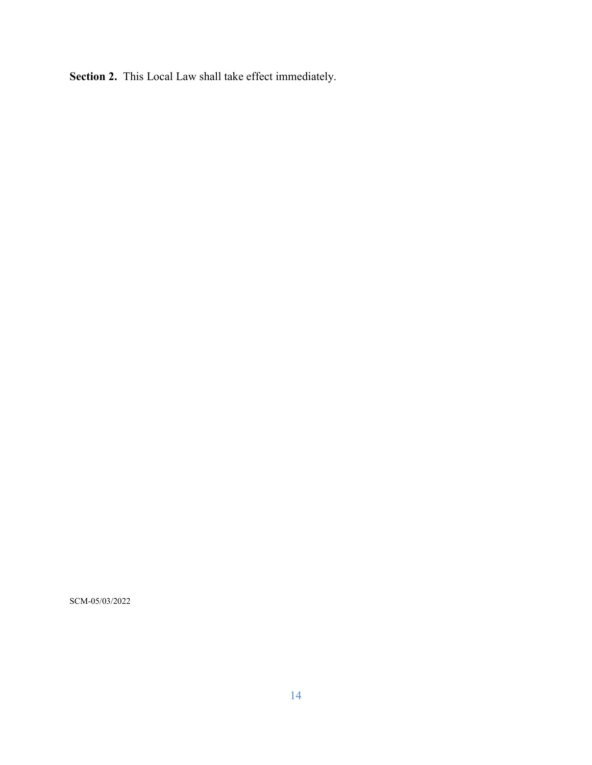**Section 2.** This Local Law shall take effect immediately.

SCM-05/03/2022